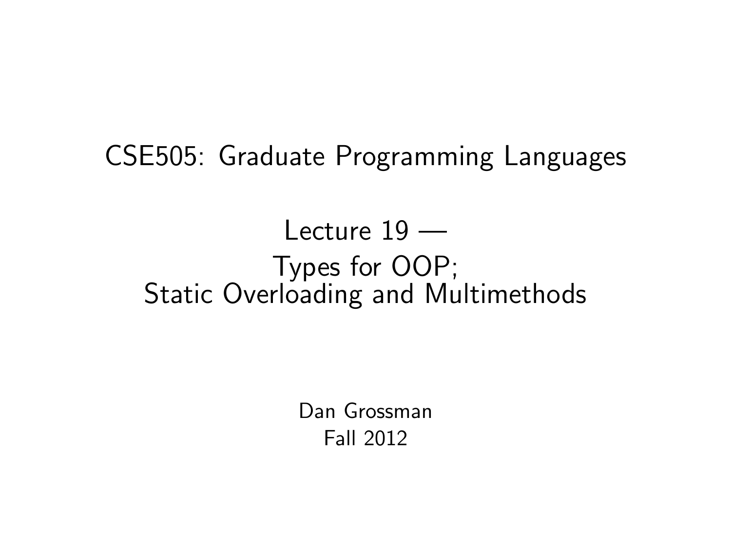# CSE505: Graduate Programming Languages

## Lecture 19 — Types for OOP; Static Overloading and Multimethods

Dan Grossman
Fall 2012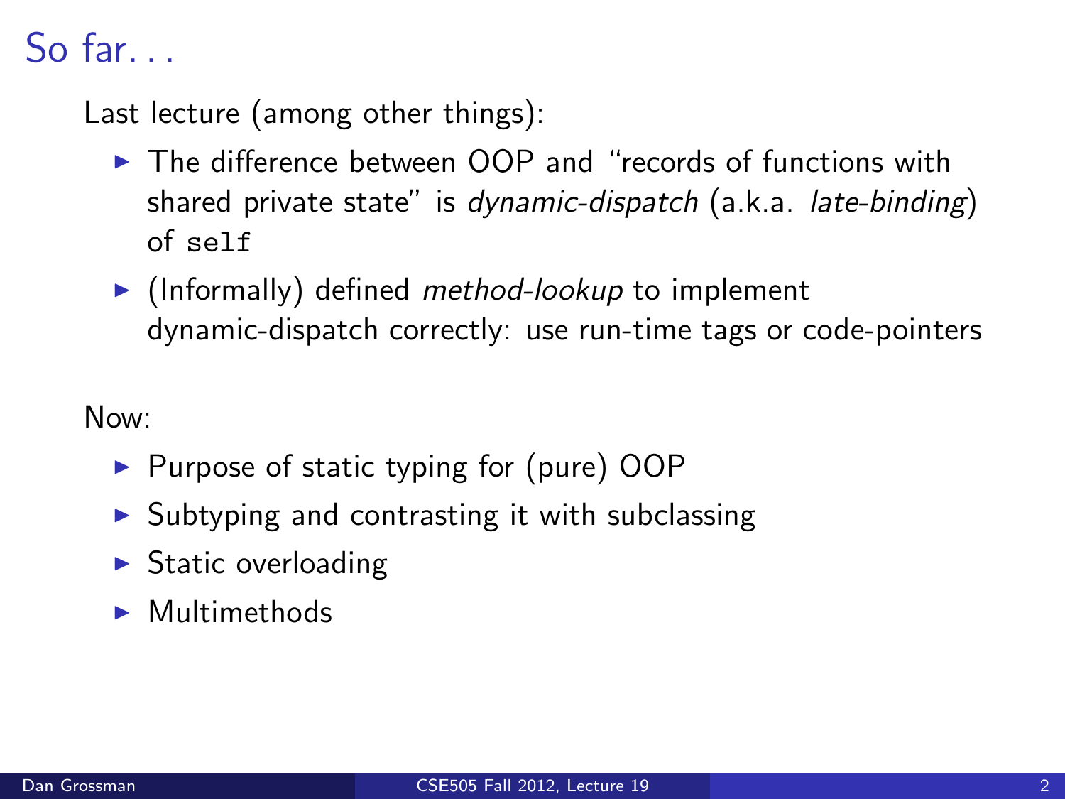# So far…

Last lecture (among other things):

- The difference between OOP and "records of functions with shared private state" is *dynamic-dispatch* (a.k.a. *late-binding*) of `self`
- (Informally) defined *method-lookup* to implement dynamic-dispatch correctly: use run-time tags or code-pointers

Now:

- Purpose of static typing for (pure) OOP
- Subtyping and contrasting it with subclassing
- Static overloading
- Multimethods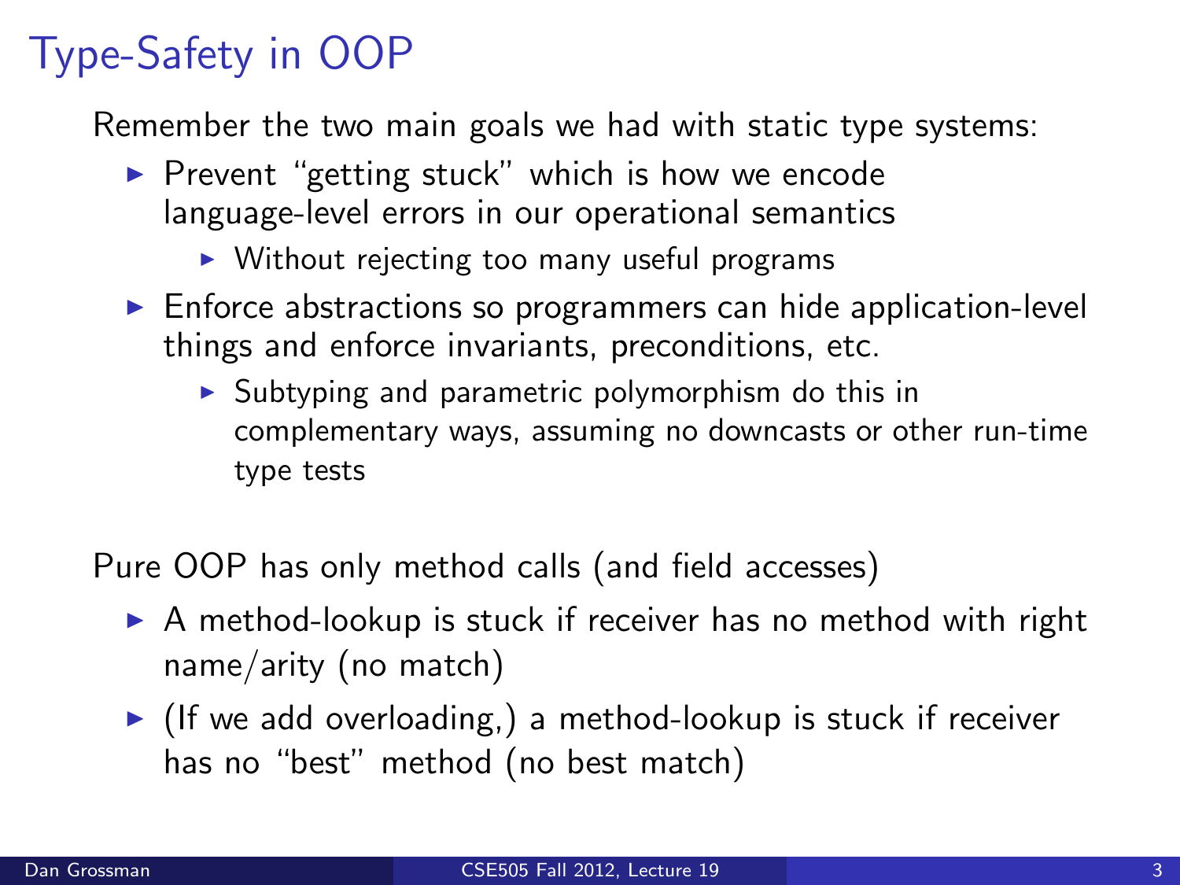# Type-Safety in OOP

Remember the two main goals we had with static type systems:

- Prevent "getting stuck" which is how we encode language-level errors in our operational semantics
  - Without rejecting too many useful programs
- Enforce abstractions so programmers can hide application-level things and enforce invariants, preconditions, etc.
  - Subtyping and parametric polymorphism do this in complementary ways, assuming no downcasts or other run-time type tests

Pure OOP has only method calls (and field accesses)

- A method-lookup is stuck if receiver has no method with right name/arity (no match)
- (If we add overloading,) a method-lookup is stuck if receiver has no "best" method (no best match)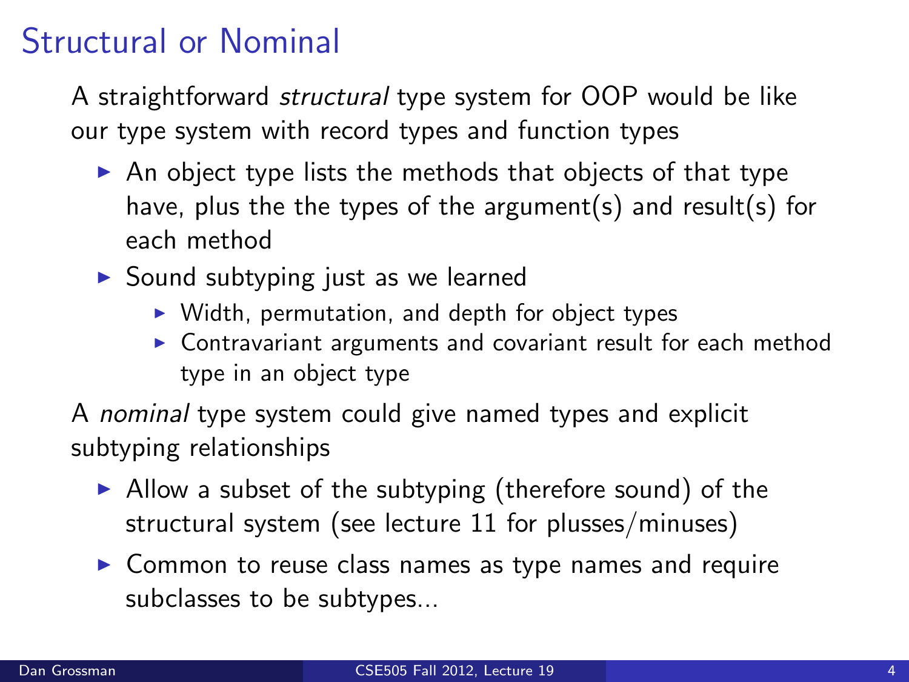# Structural or Nominal

A straightforward *structural* type system for OOP would be like our type system with record types and function types

- An object type lists the methods that objects of that type have, plus the the types of the argument(s) and result(s) for each method
- Sound subtyping just as we learned
  - Width, permutation, and depth for object types
  - Contravariant arguments and covariant result for each method type in an object type

A *nominal* type system could give named types and explicit subtyping relationships

- Allow a subset of the subtyping (therefore sound) of the structural system (see lecture 11 for plusses/minuses)
- Common to reuse class names as type names and require subclasses to be subtypes...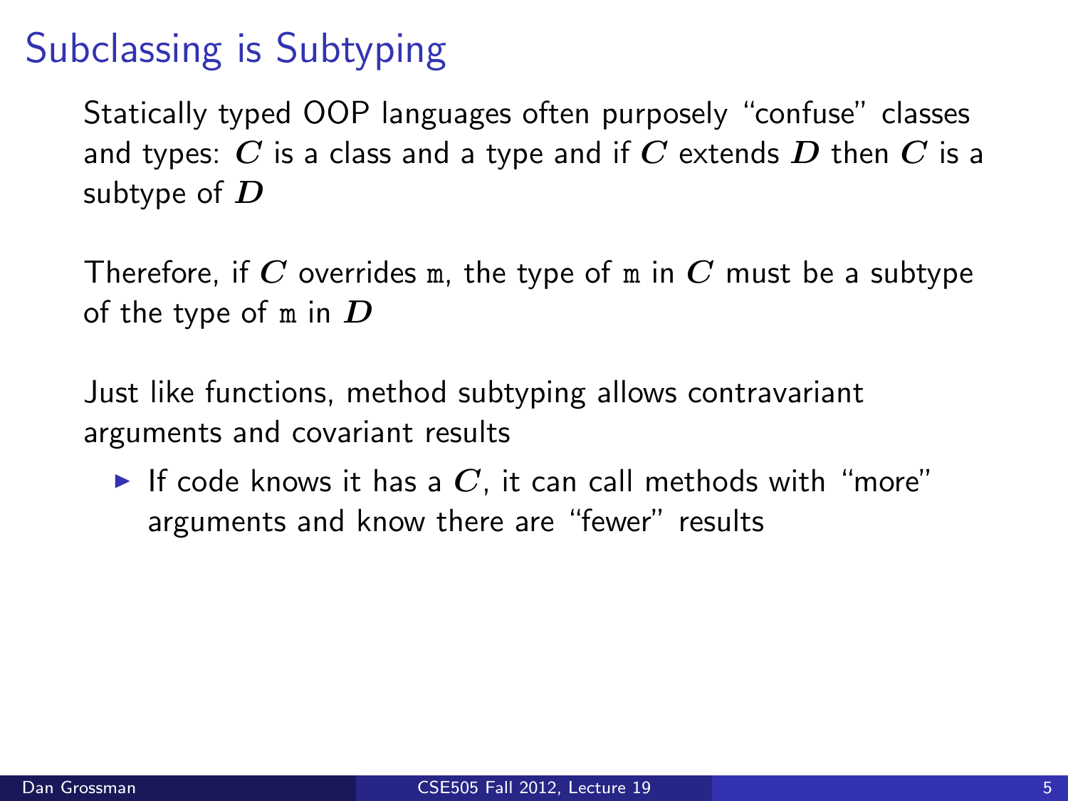# Subclassing is Subtyping

Statically typed OOP languages often purposely "confuse" classes and types: $C$ is a class and a type and if $C$ extends $D$ then $C$ is a subtype of $D$

Therefore, if $C$ overrides `m`, the type of `m` in $C$ must be a subtype of the type of `m` in $D$

Just like functions, method subtyping allows contravariant arguments and covariant results

- If code knows it has a $C$, it can call methods with "more" arguments and know there are "fewer" results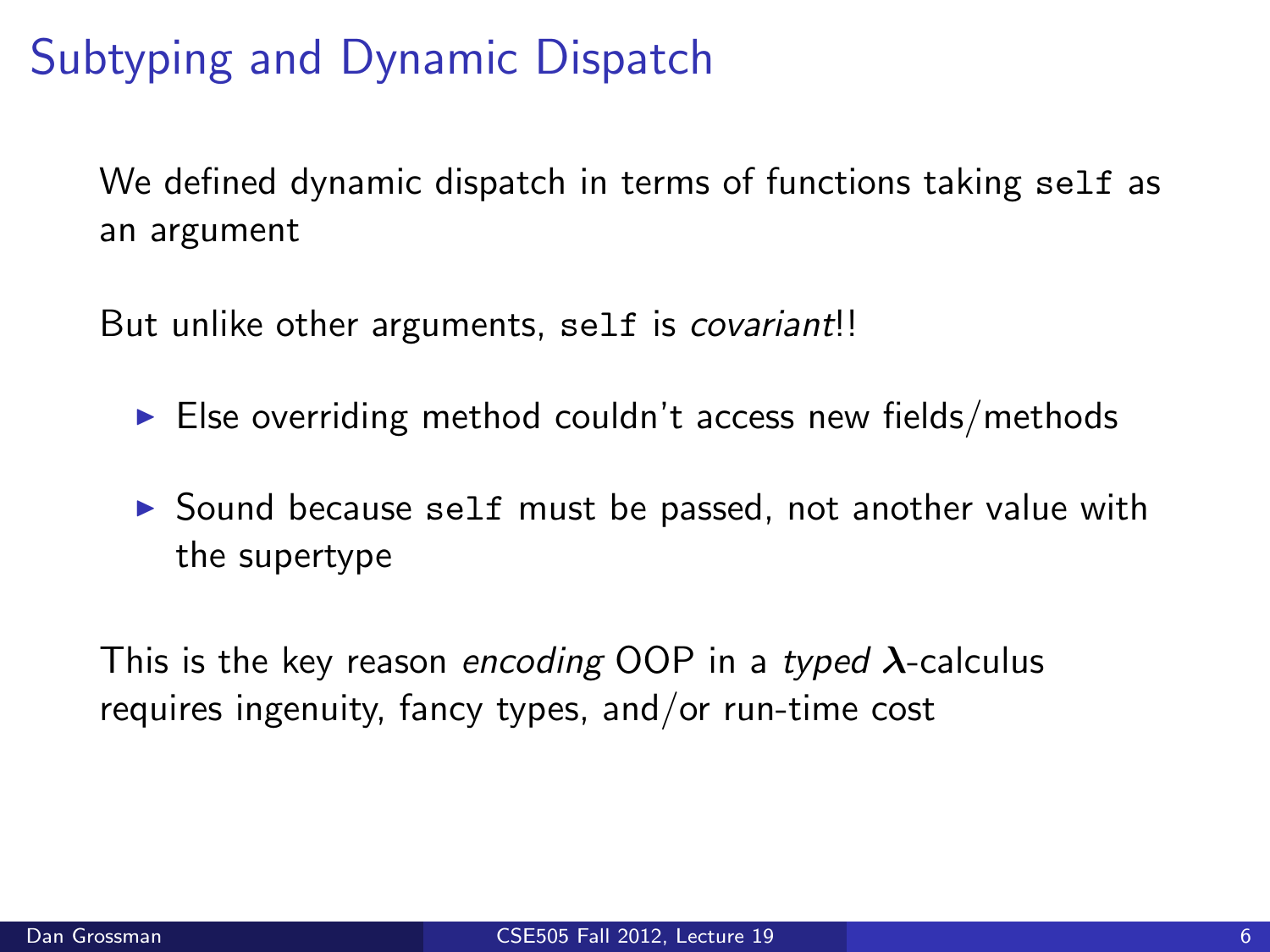# Subtyping and Dynamic Dispatch

We defined dynamic dispatch in terms of functions taking `self` as an argument

But unlike other arguments, `self` is *covariant*!!

- Else overriding method couldn't access new fields/methods
- Sound because `self` must be passed, not another value with the supertype

This is the key reason *encoding* OOP in a *typed* $\boldsymbol{\lambda}$-calculus requires ingenuity, fancy types, and/or run-time cost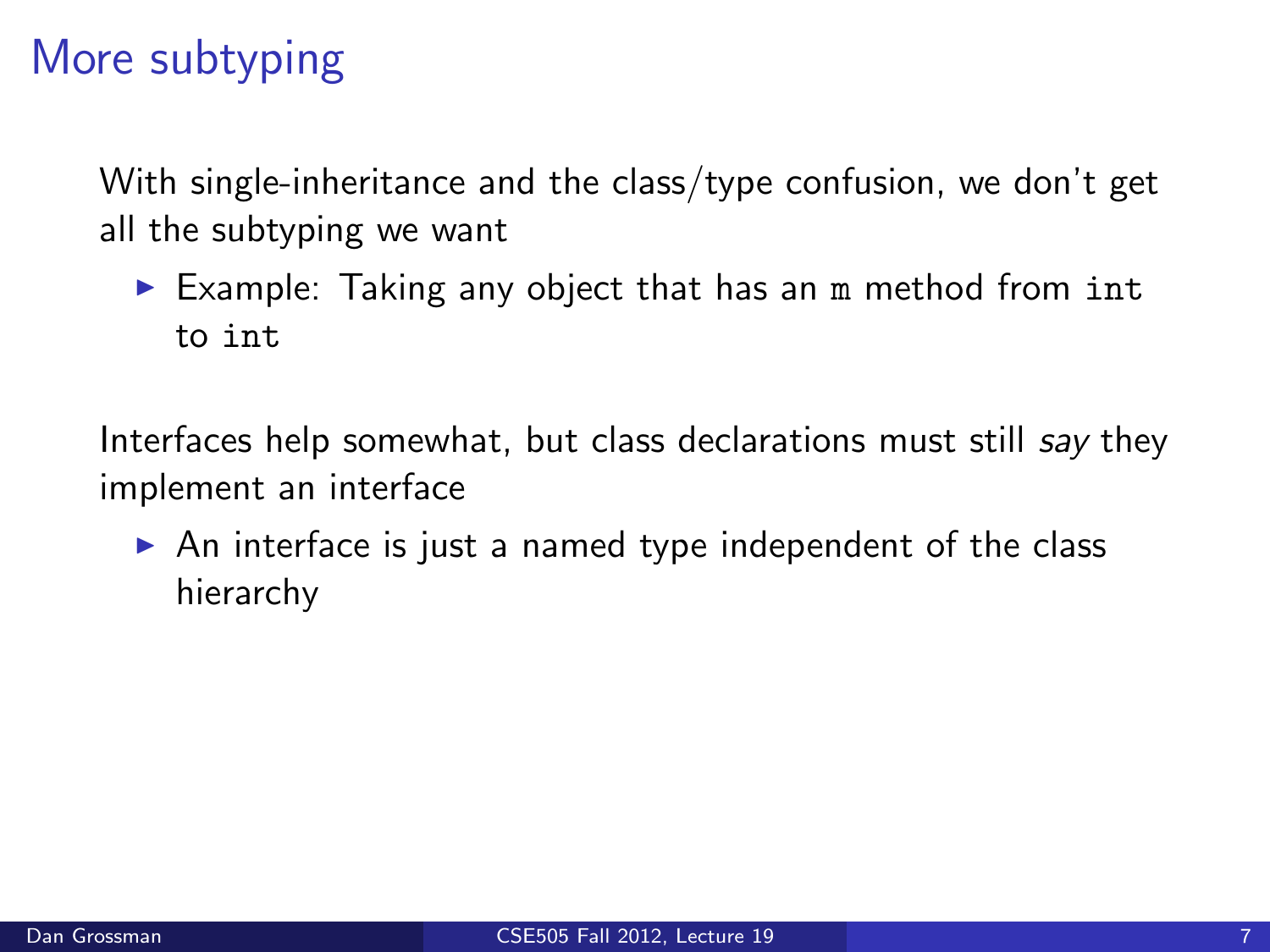# More subtyping

With single-inheritance and the class/type confusion, we don't get all the subtyping we want

- Example: Taking any object that has an `m` method from `int` to `int`

Interfaces help somewhat, but class declarations must still *say* they implement an interface

- An interface is just a named type independent of the class hierarchy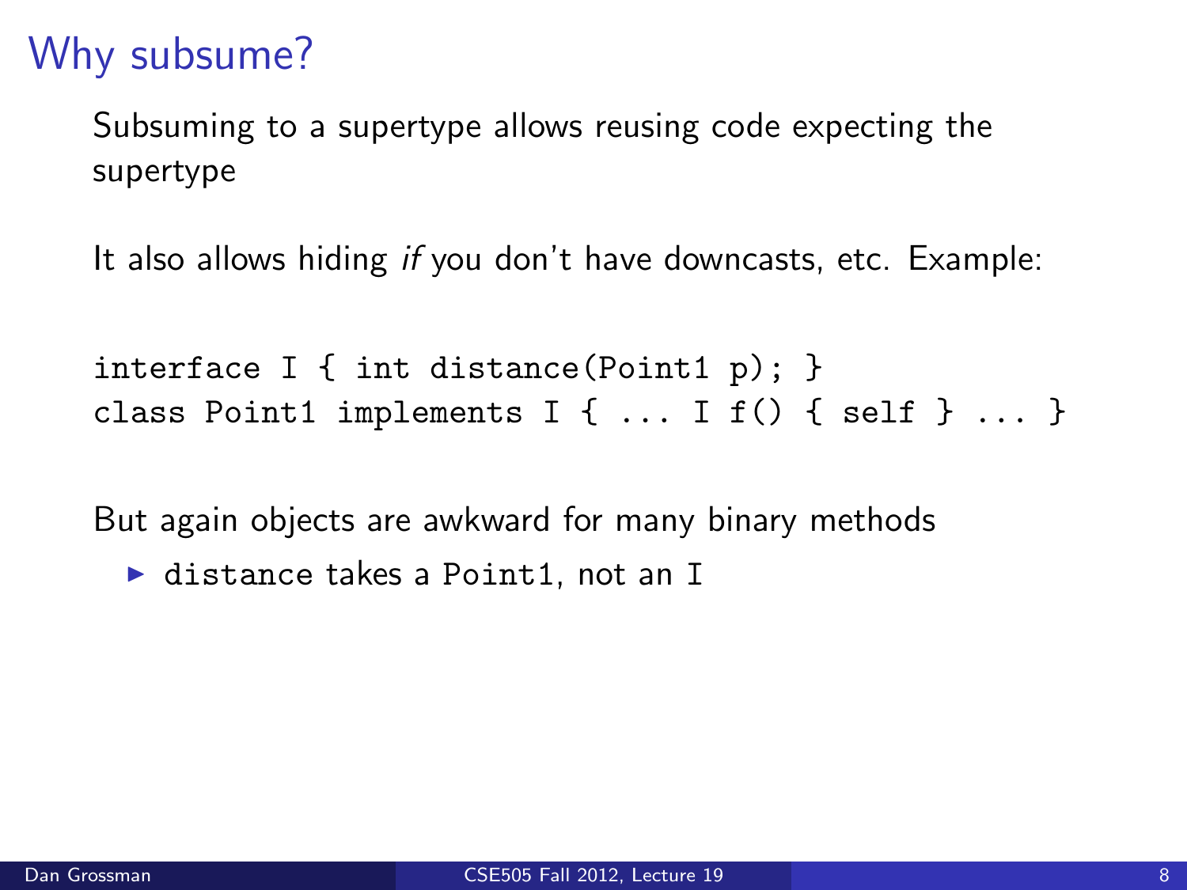# Why subsume?

Subsuming to a supertype allows reusing code expecting the supertype

It also allows hiding *if* you don't have downcasts, etc. Example:

```
interface I { int distance(Point1 p); }
class Point1 implements I { ... I f() { self } ... }
```

But again objects are awkward for many binary methods

- `distance` takes a `Point1`, not an `I`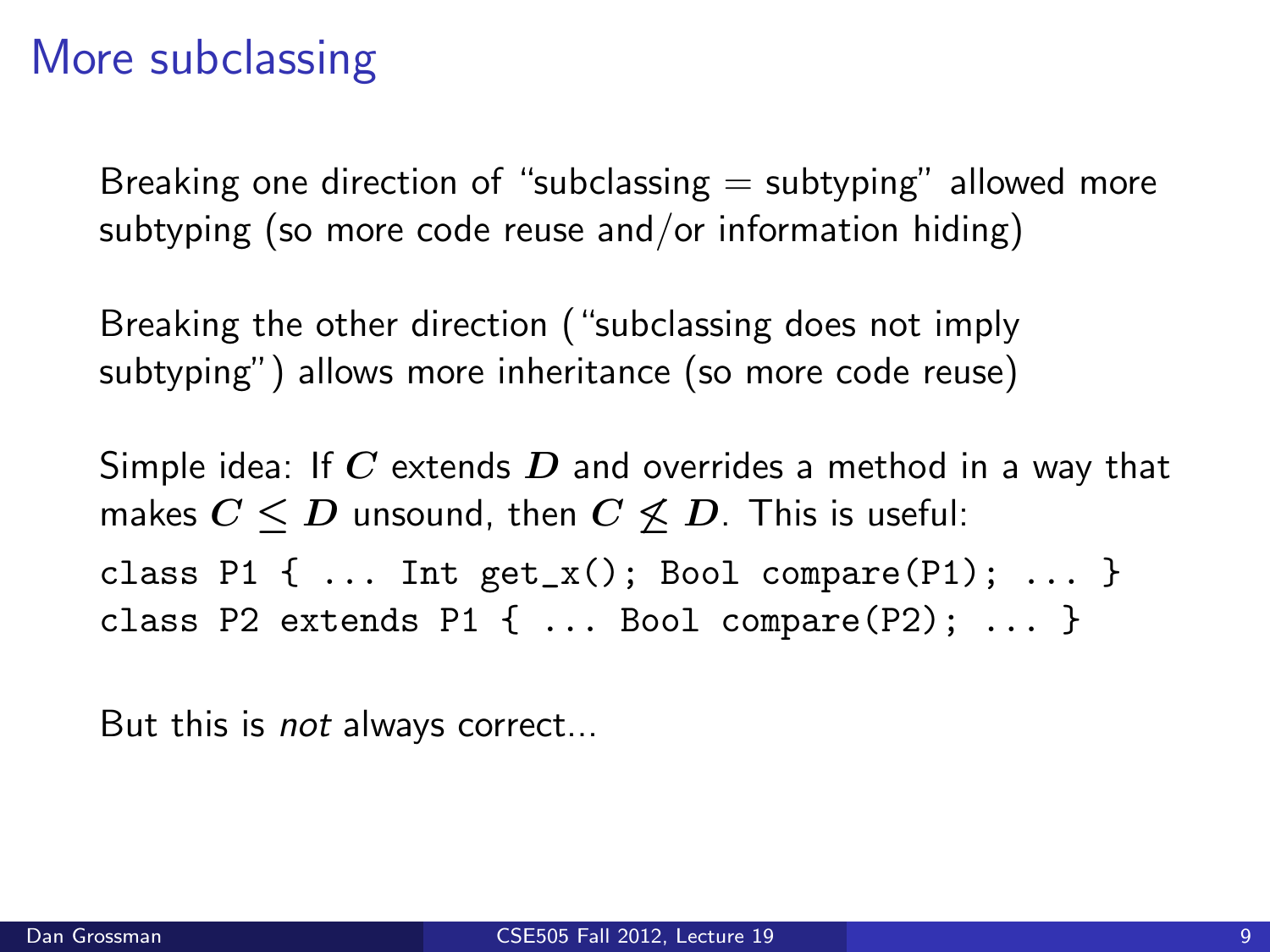# More subclassing

Breaking one direction of "subclassing = subtyping" allowed more subtyping (so more code reuse and/or information hiding)

Breaking the other direction ("subclassing does not imply subtyping") allows more inheritance (so more code reuse)

Simple idea: If $C$ extends $D$ and overrides a method in a way that makes $C \leq D$ unsound, then $C \not\leq D$. This is useful:

```
class P1 { ... Int get_x(); Bool compare(P1); ... }
class P2 extends P1 { ... Bool compare(P2); ... }
```

But this is *not* always correct...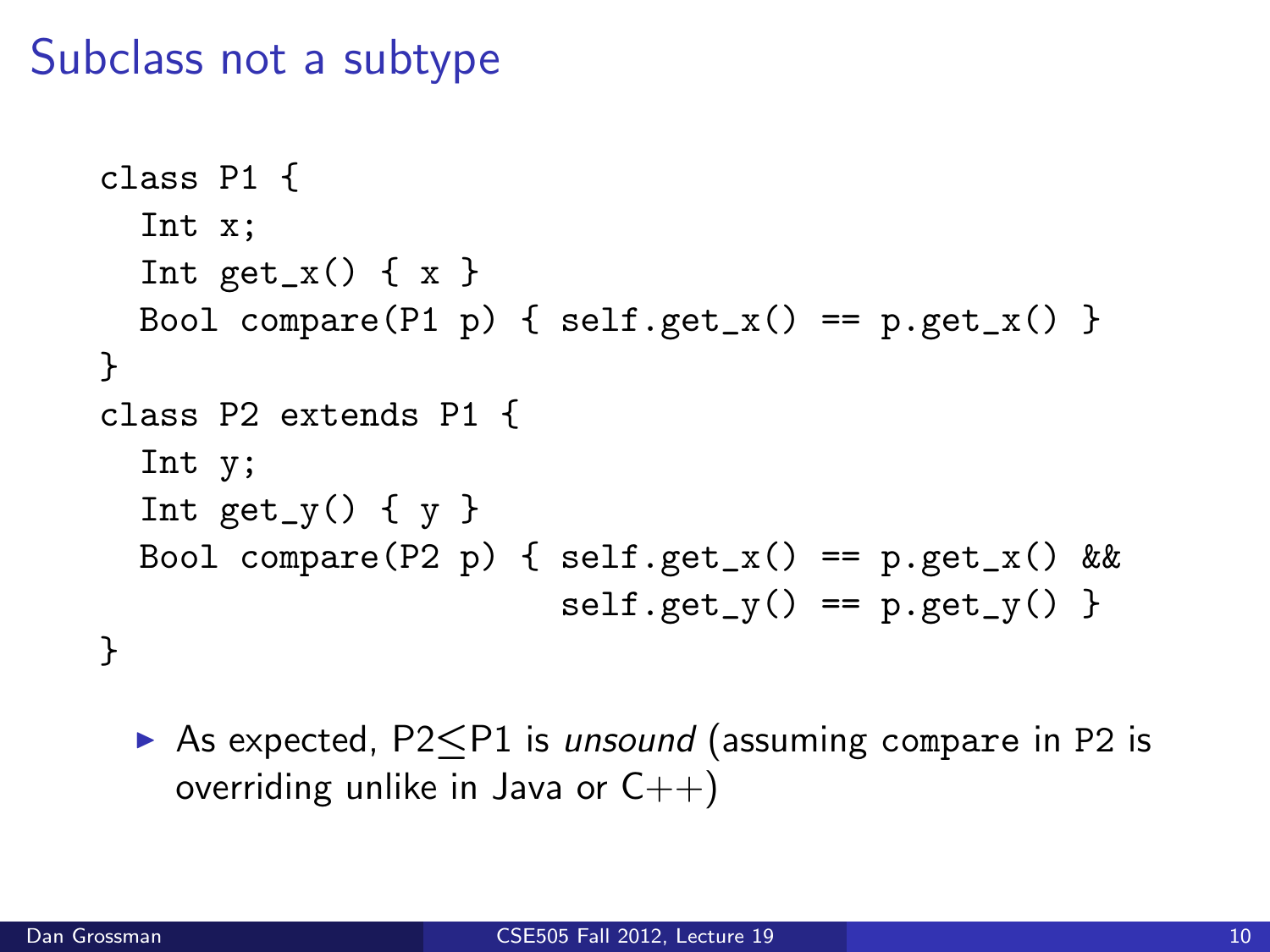# Subclass not a subtype

```
class P1 {
  Int x;
  Int get_x() { x }
  Bool compare(P1 p) { self.get_x() == p.get_x() }
}
class P2 extends P1 {
  Int y;
  Int get_y() { y }
  Bool compare(P2 p) { self.get_x() == p.get_x() &&
                       self.get_y() == p.get_y() }
}
```

- As expected, P2$\leq$P1 is *unsound* (assuming `compare` in `P2` is overriding unlike in Java or C++)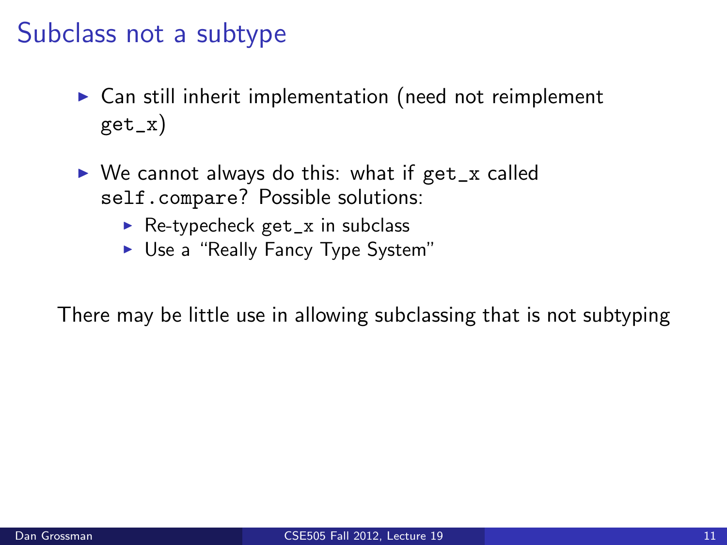# Subclass not a subtype

- Can still inherit implementation (need not reimplement `get_x`)
- We cannot always do this: what if `get_x` called `self.compare`? Possible solutions:
  - Re-typecheck `get_x` in subclass
  - Use a "Really Fancy Type System"

There may be little use in allowing subclassing that is not subtyping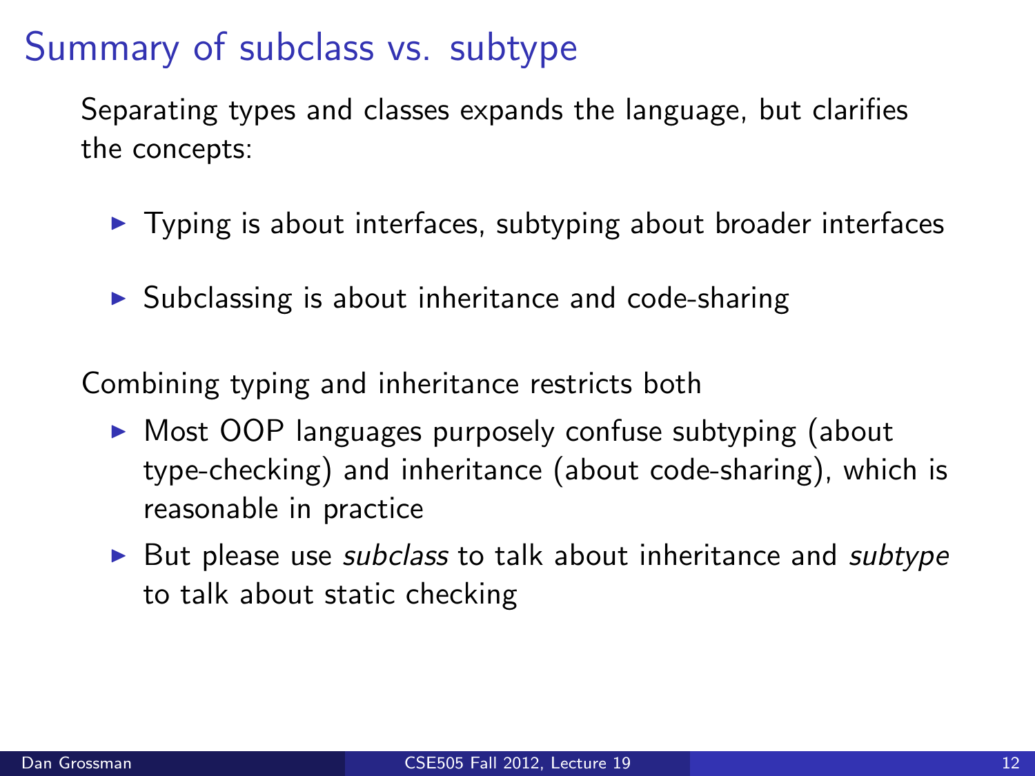# Summary of subclass vs. subtype

Separating types and classes expands the language, but clarifies the concepts:

- Typing is about interfaces, subtyping about broader interfaces
- Subclassing is about inheritance and code-sharing

Combining typing and inheritance restricts both

- Most OOP languages purposely confuse subtyping (about type-checking) and inheritance (about code-sharing), which is reasonable in practice
- But please use *subclass* to talk about inheritance and *subtype* to talk about static checking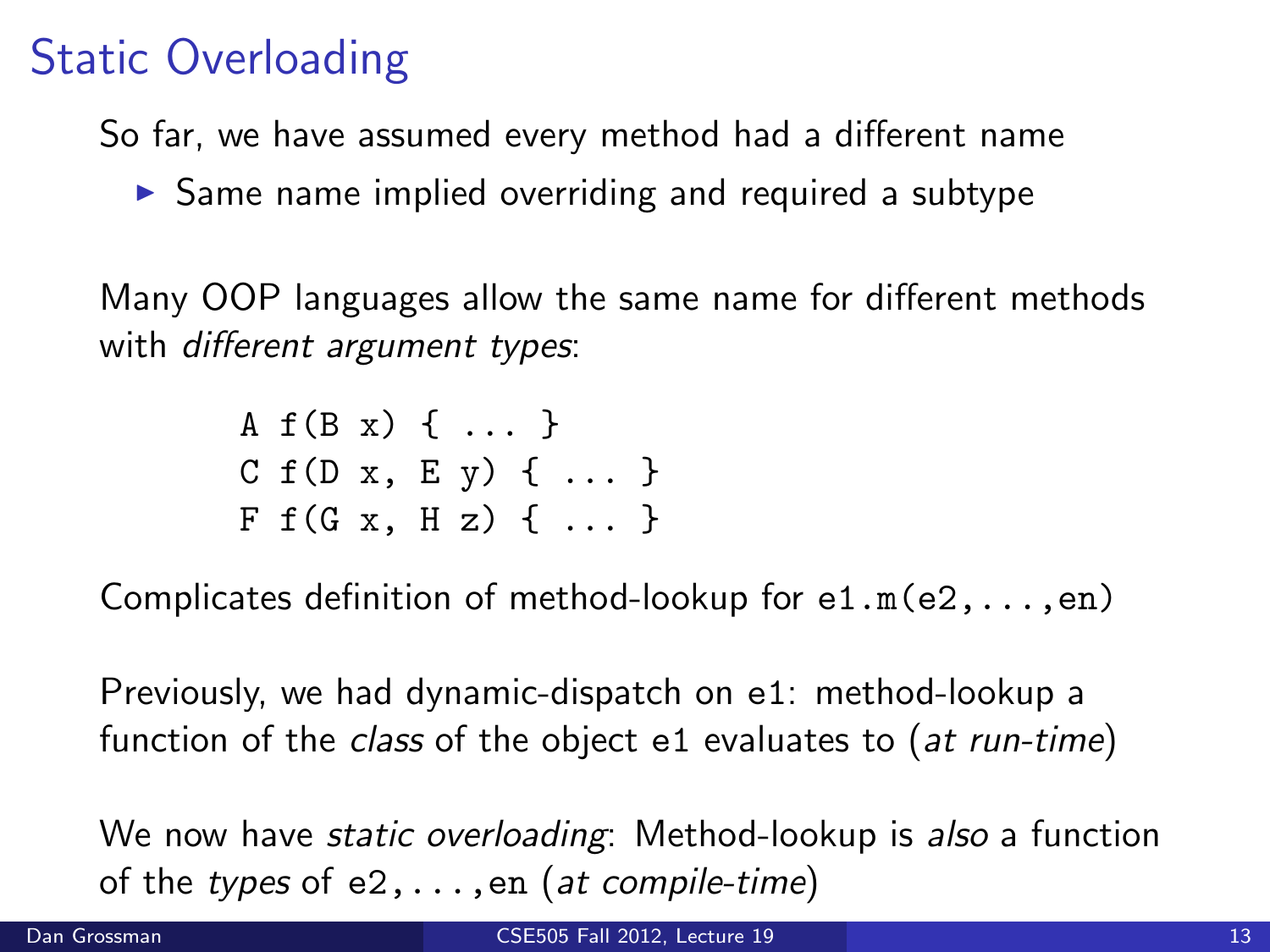# Static Overloading

So far, we have assumed every method had a different name

- Same name implied overriding and required a subtype

Many OOP languages allow the same name for different methods with *different argument types*:

```
A f(B x) { ... }
C f(D x, E y) { ... }
F f(G x, H z) { ... }
```

Complicates definition of method-lookup for `e1.m(e2,...,en)`

Previously, we had dynamic-dispatch on `e1`: method-lookup a function of the *class* of the object `e1` evaluates to (*at run-time*)

We now have *static overloading*: Method-lookup is *also* a function of the *types* of `e2,...,en` (*at compile-time*)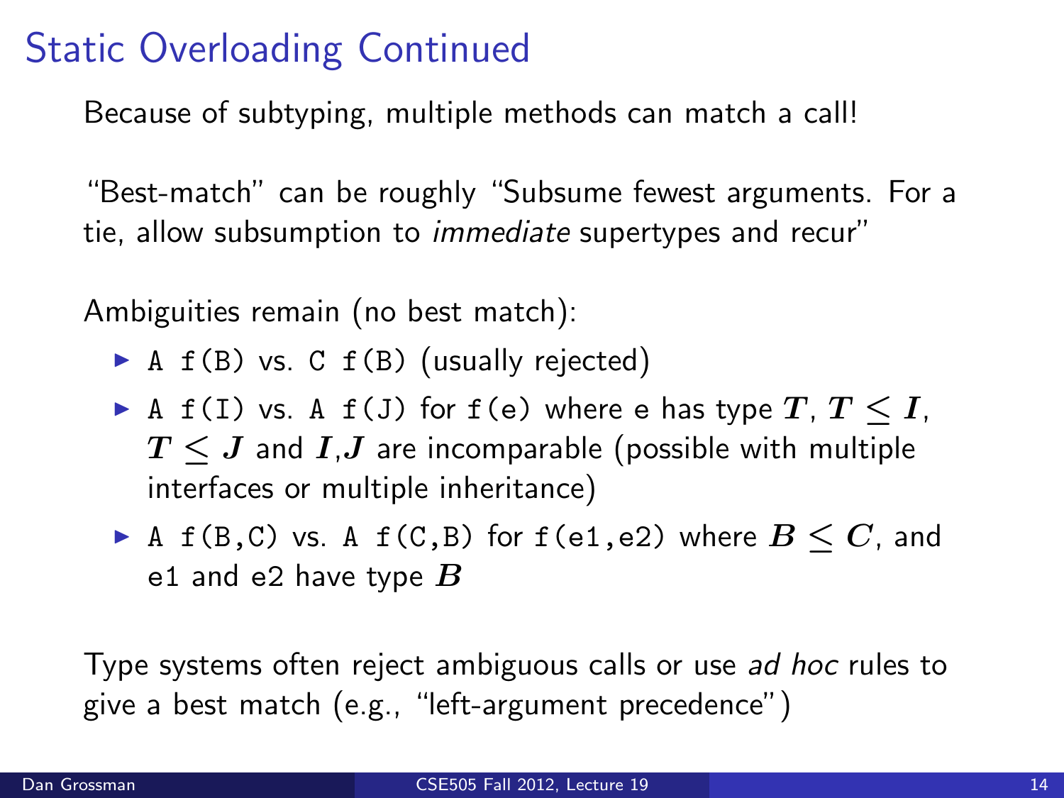# Static Overloading Continued

Because of subtyping, multiple methods can match a call!

"Best-match" can be roughly "Subsume fewest arguments. For a tie, allow subsumption to *immediate* supertypes and recur"

Ambiguities remain (no best match):

- `A f(B)` vs. `C f(B)` (usually rejected)
- `A f(I)` vs. `A f(J)` for `f(e)` where `e` has type $T$, $T \leq I$, $T \leq J$ and $I$,$J$ are incomparable (possible with multiple interfaces or multiple inheritance)
- `A f(B,C)` vs. `A f(C,B)` for `f(e1,e2)` where $B \leq C$, and `e1` and `e2` have type $B$

Type systems often reject ambiguous calls or use *ad hoc* rules to give a best match (e.g., "left-argument precedence")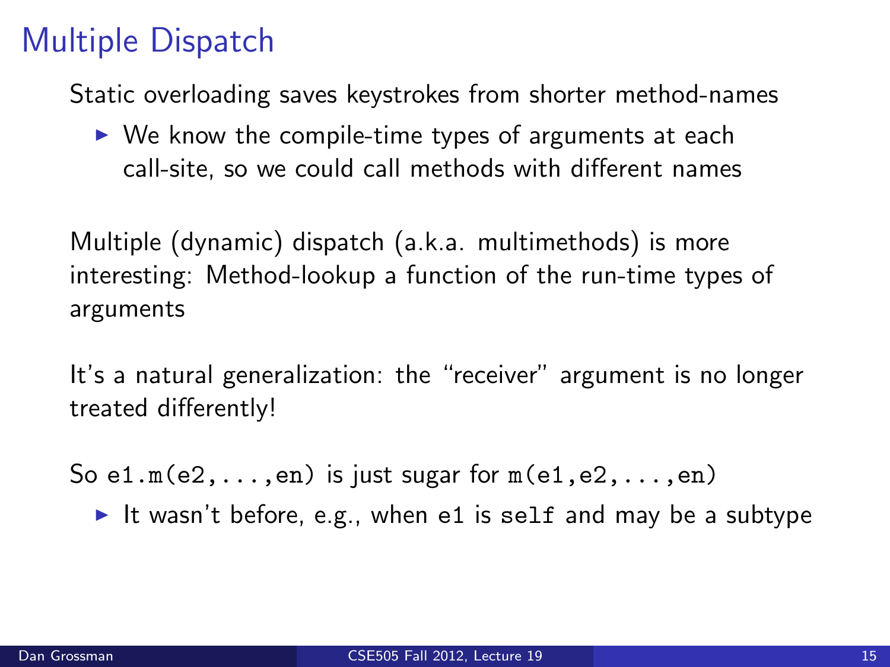# Multiple Dispatch

Static overloading saves keystrokes from shorter method-names

- We know the compile-time types of arguments at each call-site, so we could call methods with different names

Multiple (dynamic) dispatch (a.k.a. multimethods) is more interesting: Method-lookup a function of the run-time types of arguments

It's a natural generalization: the "receiver" argument is no longer treated differently!

So `e1.m(e2,...,en)` is just sugar for `m(e1,e2,...,en)`

- It wasn't before, e.g., when `e1` is `self` and may be a subtype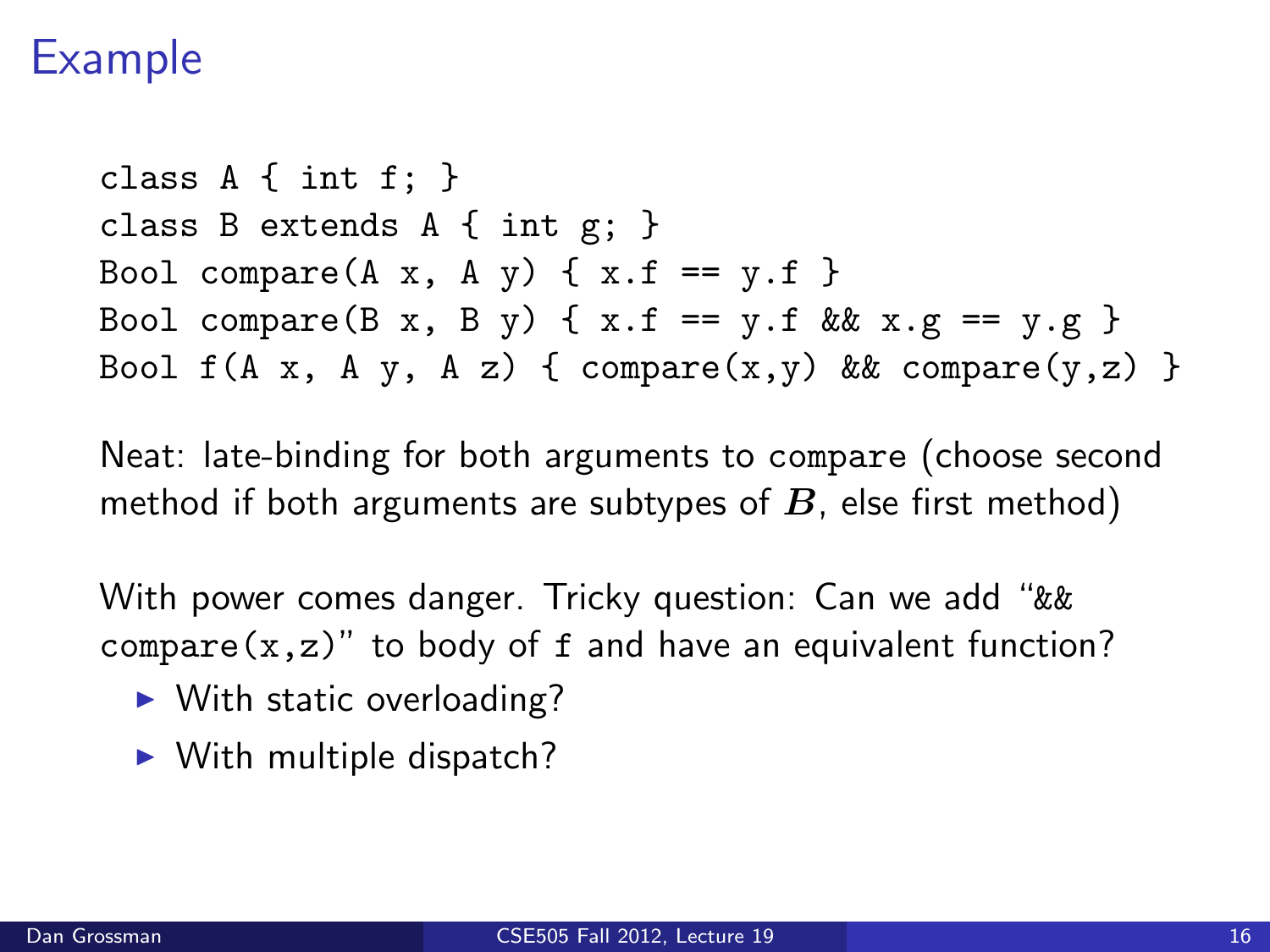# Example

```
class A { int f; }
class B extends A { int g; }
Bool compare(A x, A y) { x.f == y.f }
Bool compare(B x, B y) { x.f == y.f && x.g == y.g }
Bool f(A x, A y, A z) { compare(x,y) && compare(y,z) }
```

Neat: late-binding for both arguments to `compare` (choose second method if both arguments are subtypes of $B$, else first method)

With power comes danger. Tricky question: Can we add "`&& compare(x,z)`" to body of `f` and have an equivalent function?

- With static overloading?
- With multiple dispatch?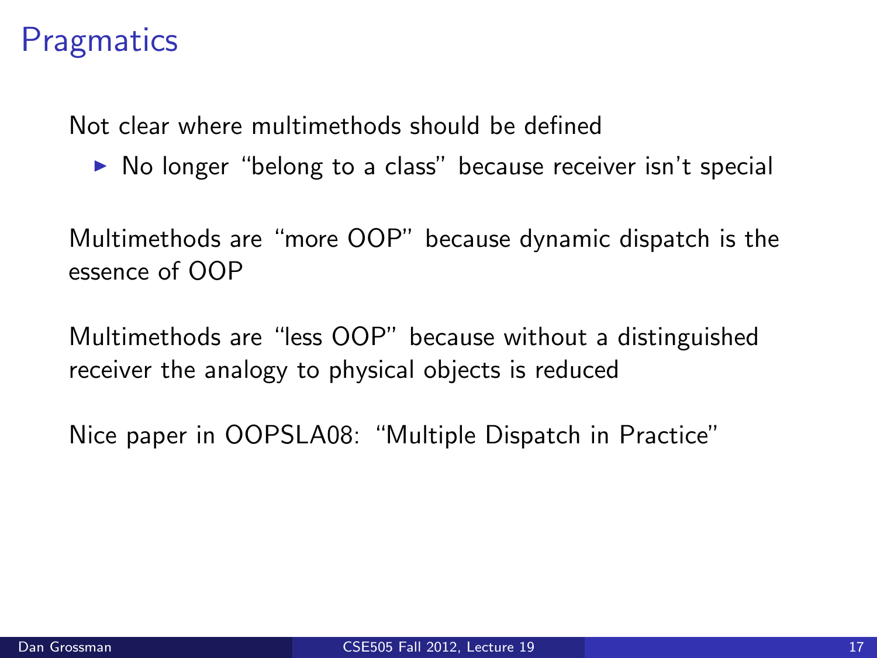# Pragmatics

Not clear where multimethods should be defined

- No longer "belong to a class" because receiver isn't special

Multimethods are "more OOP" because dynamic dispatch is the essence of OOP

Multimethods are "less OOP" because without a distinguished receiver the analogy to physical objects is reduced

Nice paper in OOPSLA08: "Multiple Dispatch in Practice"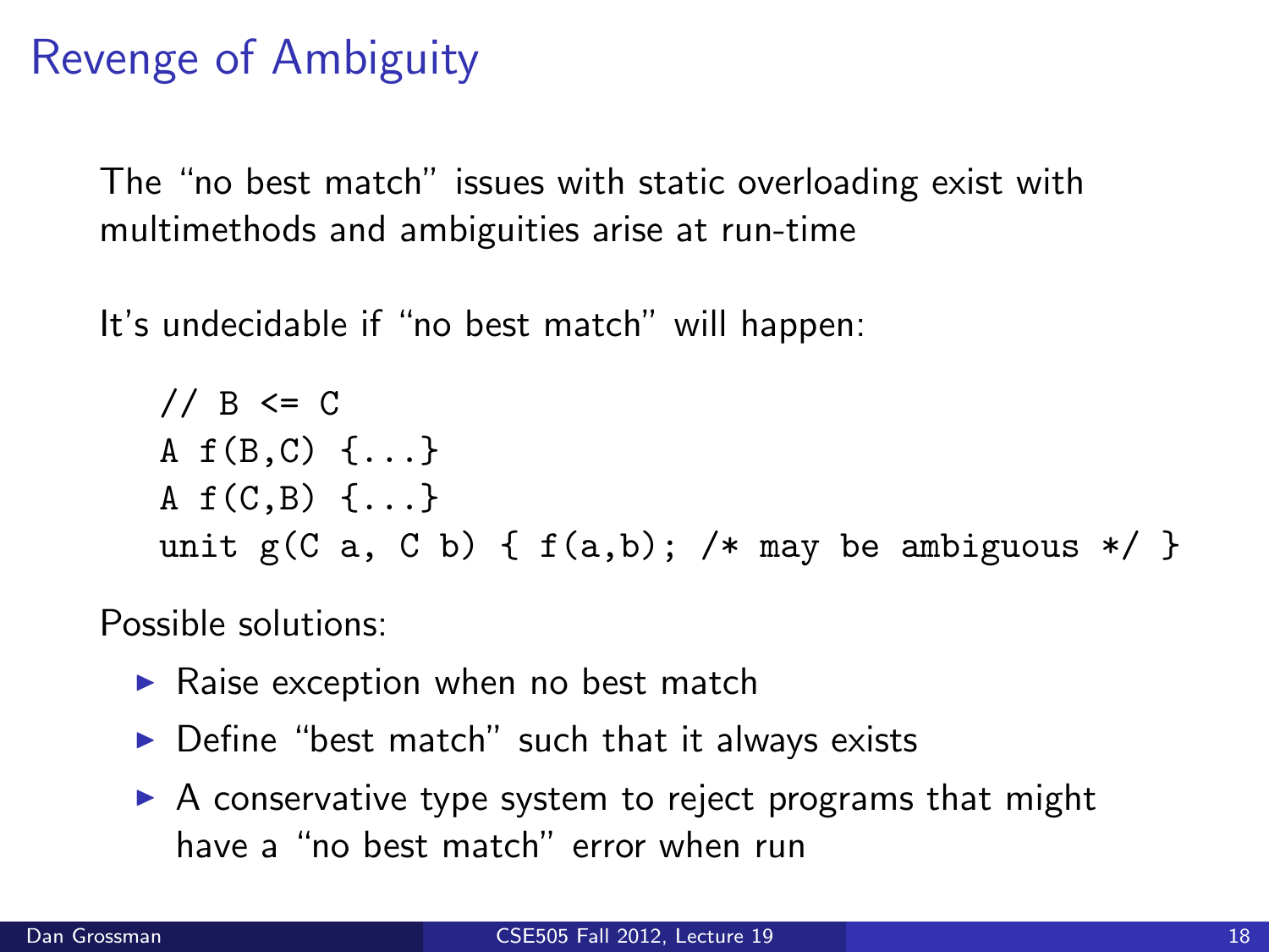# Revenge of Ambiguity

The "no best match" issues with static overloading exist with multimethods and ambiguities arise at run-time

It's undecidable if "no best match" will happen:

```
// B <= C
A f(B,C) {...}
A f(C,B) {...}
unit g(C a, C b) { f(a,b); /* may be ambiguous */ }
```

Possible solutions:

- Raise exception when no best match
- Define "best match" such that it always exists
- A conservative type system to reject programs that might have a "no best match" error when run